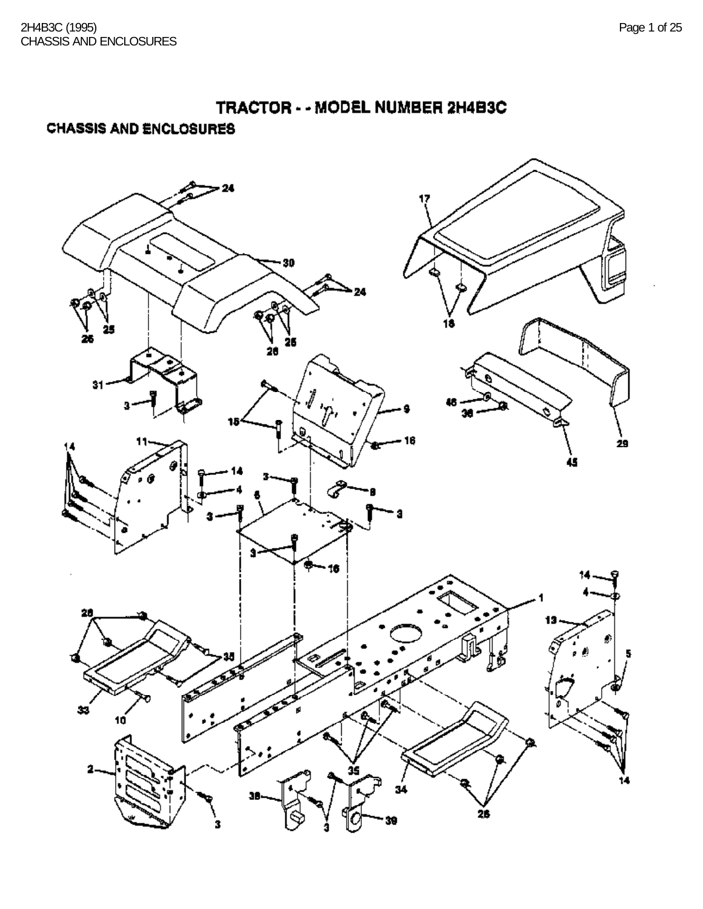# TRACTOR - - MODEL NUMBER 2H4B3C

## CHASSIS AND ENCLOSURES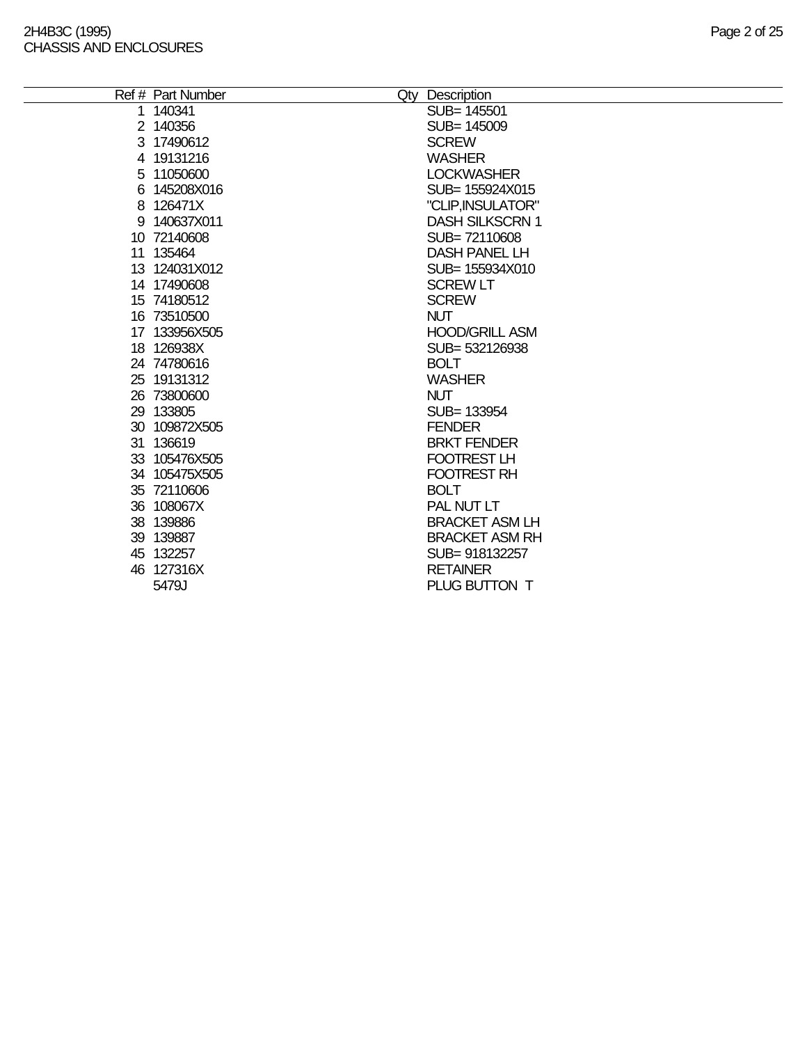| Ref # | Part Number | Qty | Description |
|---|---|---|---|
| 1 | 140341 | | SUB= 145501 |
| 2 | 140356 | | SUB= 145009 |
| 3 | 17490612 | | SCREW |
| 4 | 19131216 | | WASHER |
| 5 | 11050600 | | LOCKWASHER |
| 6 | 145208X016 | | SUB= 155924X015 |
| 8 | 126471X | | "CLIP,INSULATOR" |
| 9 | 140637X011 | | DASH SILKSCRN 1 |
| 10 | 72140608 | | SUB= 72110608 |
| 11 | 135464 | | DASH PANEL LH |
| 13 | 124031X012 | | SUB= 155934X010 |
| 14 | 17490608 | | SCREW LT |
| 15 | 74180512 | | SCREW |
| 16 | 73510500 | | NUT |
| 17 | 133956X505 | | HOOD/GRILL ASM |
| 18 | 126938X | | SUB= 532126938 |
| 24 | 74780616 | | BOLT |
| 25 | 19131312 | | WASHER |
| 26 | 73800600 | | NUT |
| 29 | 133805 | | SUB= 133954 |
| 30 | 109872X505 | | FENDER |
| 31 | 136619 | | BRKT FENDER |
| 33 | 105476X505 | | FOOTREST LH |
| 34 | 105475X505 | | FOOTREST RH |
| 35 | 72110606 | | BOLT |
| 36 | 108067X | | PAL NUT LT |
| 38 | 139886 | | BRACKET ASM LH |
| 39 | 139887 | | BRACKET ASM RH |
| 45 | 132257 | | SUB= 918132257 |
| 46 | 127316X | | RETAINER |
| | 5479J | | PLUG BUTTON T |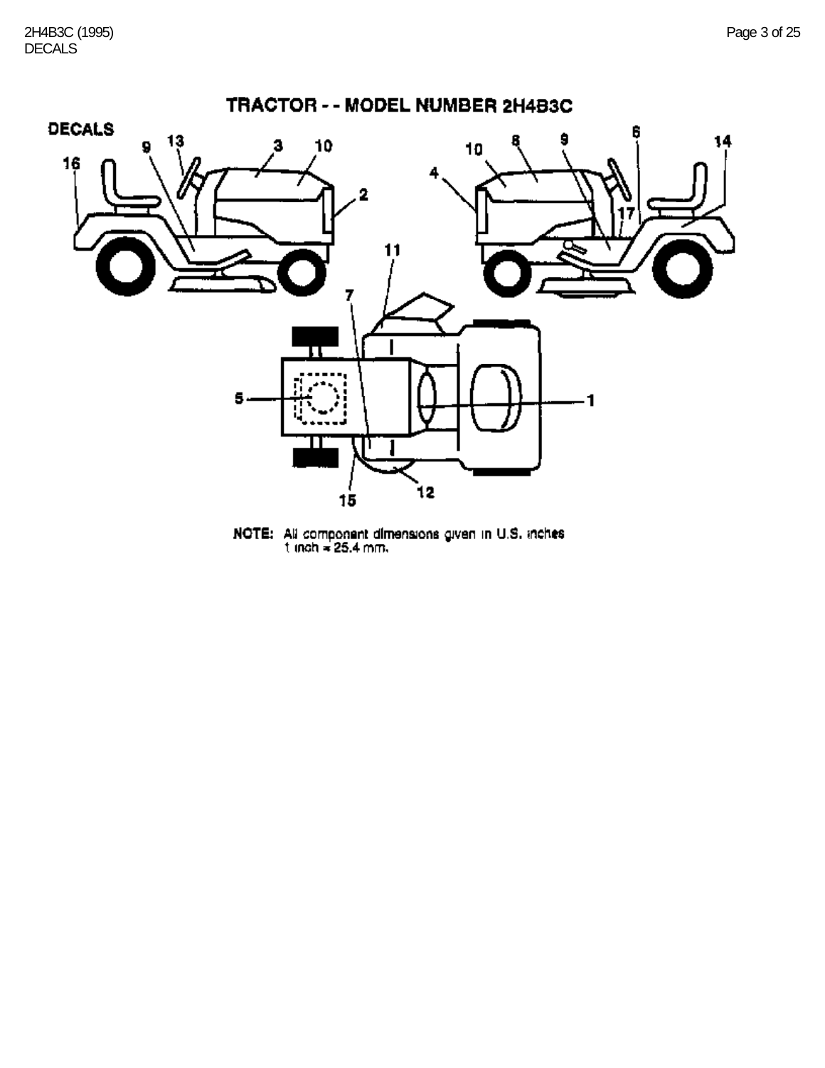# TRACTOR - - MODEL NUMBER 2H4B3C

## DECALS

16 9 13 3 10 2

10 8 9 6 14 4 17

11 7 5 1 15 12

**NOTE:** All component dimensions given in U.S. inches
1 inch = 25.4 mm.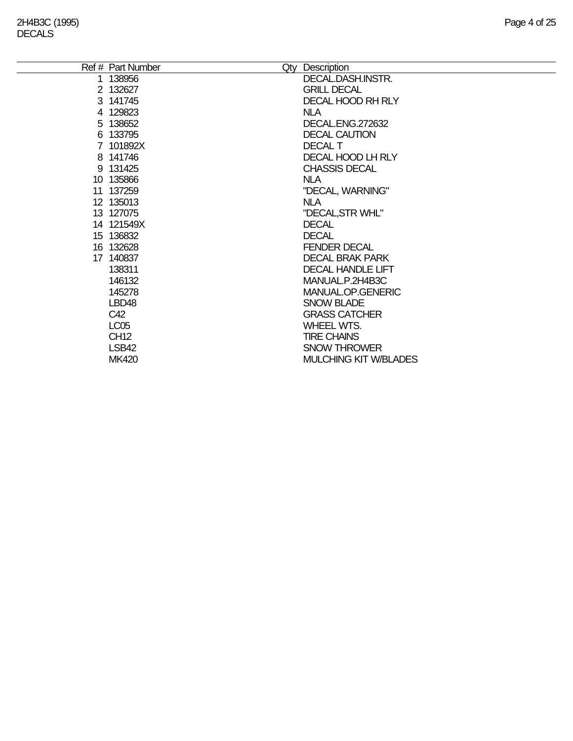# 2H4B3C (1995)

## DECALS

| Ref # | Part Number | Qty | Description |
|---|---|---|---|
| 1 | 138956 | | DECAL.DASH.INSTR. |
| 2 | 132627 | | GRILL DECAL |
| 3 | 141745 | | DECAL HOOD RH RLY |
| 4 | 129823 | | NLA |
| 5 | 138652 | | DECAL.ENG.272632 |
| 6 | 133795 | | DECAL CAUTION |
| 7 | 101892X | | DECAL T |
| 8 | 141746 | | DECAL HOOD LH RLY |
| 9 | 131425 | | CHASSIS DECAL |
| 10 | 135866 | | NLA |
| 11 | 137259 | | "DECAL, WARNING" |
| 12 | 135013 | | NLA |
| 13 | 127075 | | "DECAL,STR WHL" |
| 14 | 121549X | | DECAL |
| 15 | 136832 | | DECAL |
| 16 | 132628 | | FENDER DECAL |
| 17 | 140837 | | DECAL BRAK PARK |
| | 138311 | | DECAL HANDLE LIFT |
| | 146132 | | MANUAL.P.2H4B3C |
| | 145278 | | MANUAL.OP.GENERIC |
| | LBD48 | | SNOW BLADE |
| | C42 | | GRASS CATCHER |
| | LC05 | | WHEEL WTS. |
| | CH12 | | TIRE CHAINS |
| | LSB42 | | SNOW THROWER |
| | MK420 | | MULCHING KIT W/BLADES |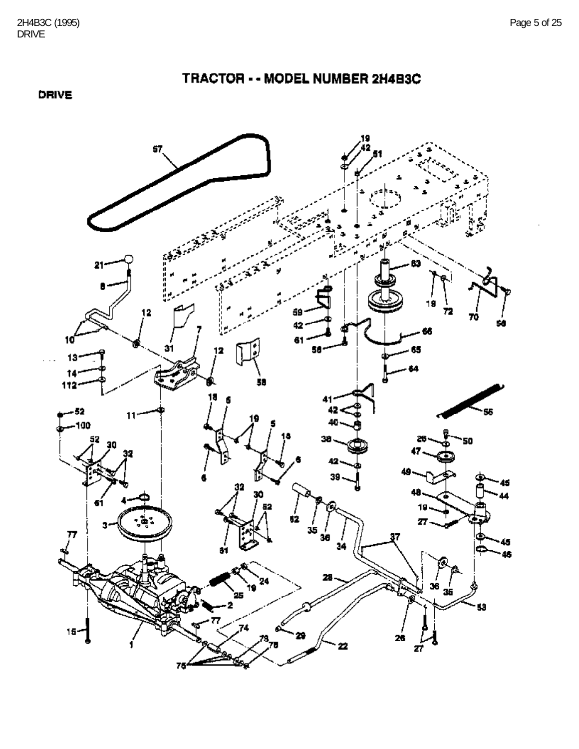# TRACTOR - - MODEL NUMBER 2H4B3C

## DRIVE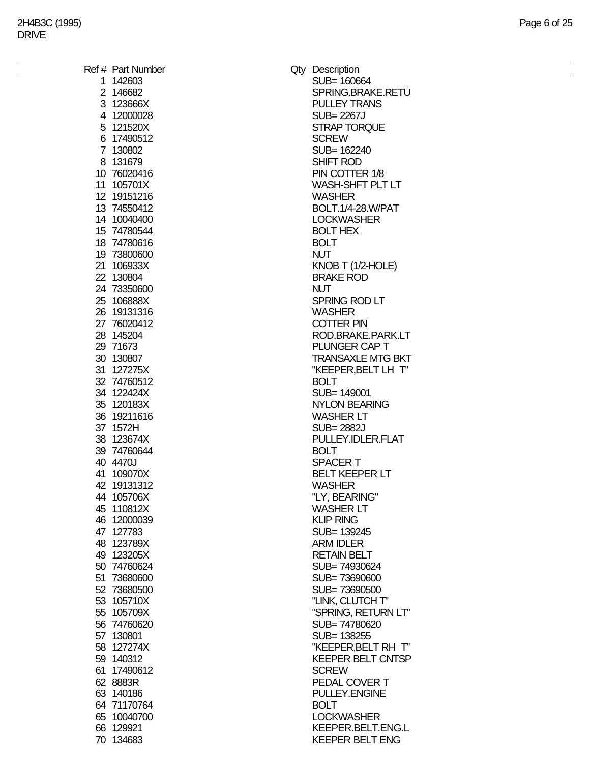2H4B3C (1995)
DRIVE

| Ref # | Part Number | Qty | Description |
|---|---|---|---|
| 1 | 142603 | | SUB= 160664 |
| 2 | 146682 | | SPRING.BRAKE.RETU |
| 3 | 123666X | | PULLEY TRANS |
| 4 | 12000028 | | SUB= 2267J |
| 5 | 121520X | | STRAP TORQUE |
| 6 | 17490512 | | SCREW |
| 7 | 130802 | | SUB= 162240 |
| 8 | 131679 | | SHIFT ROD |
| 10 | 76020416 | | PIN COTTER 1/8 |
| 11 | 105701X | | WASH-SHFT PLT LT |
| 12 | 19151216 | | WASHER |
| 13 | 74550412 | | BOLT.1/4-28.W/PAT |
| 14 | 10040400 | | LOCKWASHER |
| 15 | 74780544 | | BOLT HEX |
| 18 | 74780616 | | BOLT |
| 19 | 73800600 | | NUT |
| 21 | 106933X | | KNOB T (1/2-HOLE) |
| 22 | 130804 | | BRAKE ROD |
| 24 | 73350600 | | NUT |
| 25 | 106888X | | SPRING ROD LT |
| 26 | 19131316 | | WASHER |
| 27 | 76020412 | | COTTER PIN |
| 28 | 145204 | | ROD.BRAKE.PARK.LT |
| 29 | 71673 | | PLUNGER CAP T |
| 30 | 130807 | | TRANSAXLE MTG BKT |
| 31 | 127275X | | "KEEPER,BELT LH T" |
| 32 | 74760512 | | BOLT |
| 34 | 122424X | | SUB= 149001 |
| 35 | 120183X | | NYLON BEARING |
| 36 | 19211616 | | WASHER LT |
| 37 | 1572H | | SUB= 2882J |
| 38 | 123674X | | PULLEY.IDLER.FLAT |
| 39 | 74760644 | | BOLT |
| 40 | 4470J | | SPACER T |
| 41 | 109070X | | BELT KEEPER LT |
| 42 | 19131312 | | WASHER |
| 44 | 105706X | | "LY, BEARING" |
| 45 | 110812X | | WASHER LT |
| 46 | 12000039 | | KLIP RING |
| 47 | 127783 | | SUB= 139245 |
| 48 | 123789X | | ARM IDLER |
| 49 | 123205X | | RETAIN BELT |
| 50 | 74760624 | | SUB= 74930624 |
| 51 | 73680600 | | SUB= 73690600 |
| 52 | 73680500 | | SUB= 73690500 |
| 53 | 105710X | | "LINK, CLUTCH T" |
| 55 | 105709X | | "SPRING, RETURN LT" |
| 56 | 74760620 | | SUB= 74780620 |
| 57 | 130801 | | SUB= 138255 |
| 58 | 127274X | | "KEEPER,BELT RH T" |
| 59 | 140312 | | KEEPER BELT CNTSP |
| 61 | 17490612 | | SCREW |
| 62 | 8883R | | PEDAL COVER T |
| 63 | 140186 | | PULLEY.ENGINE |
| 64 | 71170764 | | BOLT |
| 65 | 10040700 | | LOCKWASHER |
| 66 | 129921 | | KEEPER.BELT.ENG.L |
| 70 | 134683 | | KEEPER BELT ENG |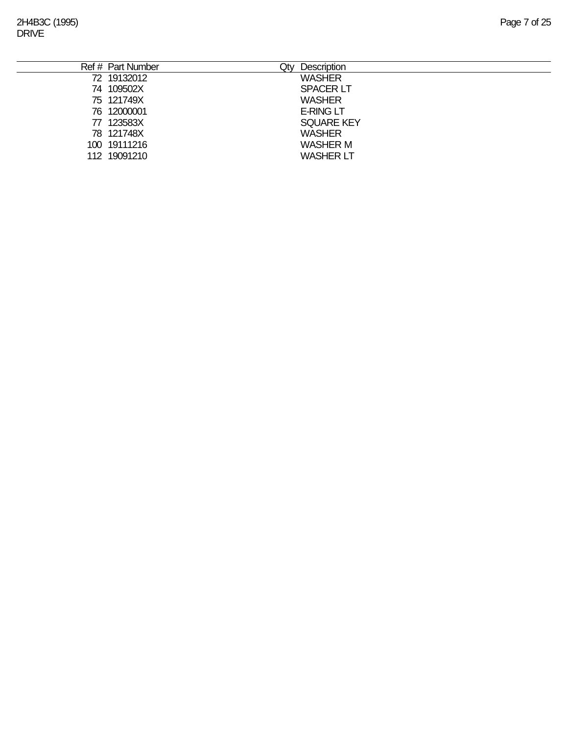| Ref # | Part Number | Qty | Description |
|---|---|---|---|
| 72 | 19132012 | | WASHER |
| 74 | 109502X | | SPACER LT |
| 75 | 121749X | | WASHER |
| 76 | 12000001 | | E-RING LT |
| 77 | 123583X | | SQUARE KEY |
| 78 | 121748X | | WASHER |
| 100 | 19111216 | | WASHER M |
| 112 | 19091210 | | WASHER LT |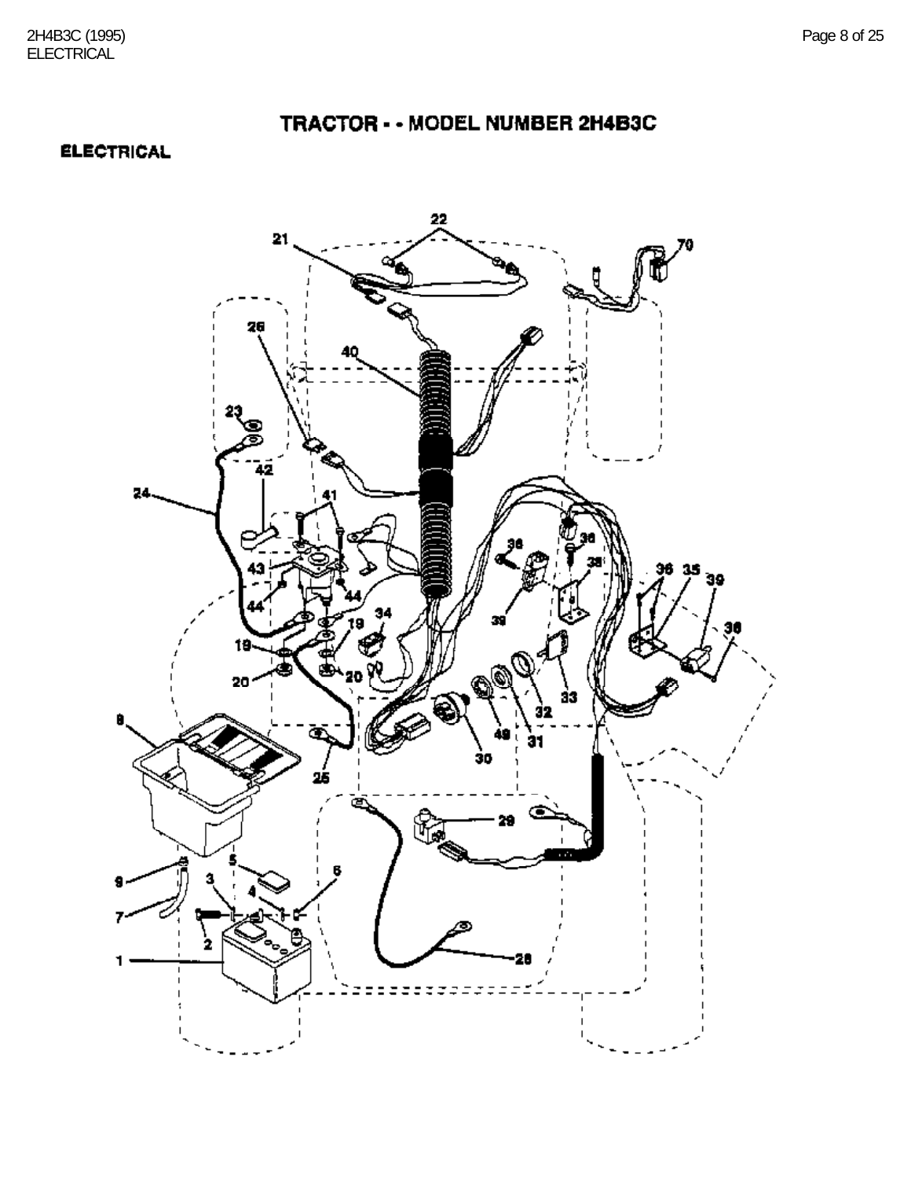# TRACTOR - - MODEL NUMBER 2H4B3C

## ELECTRICAL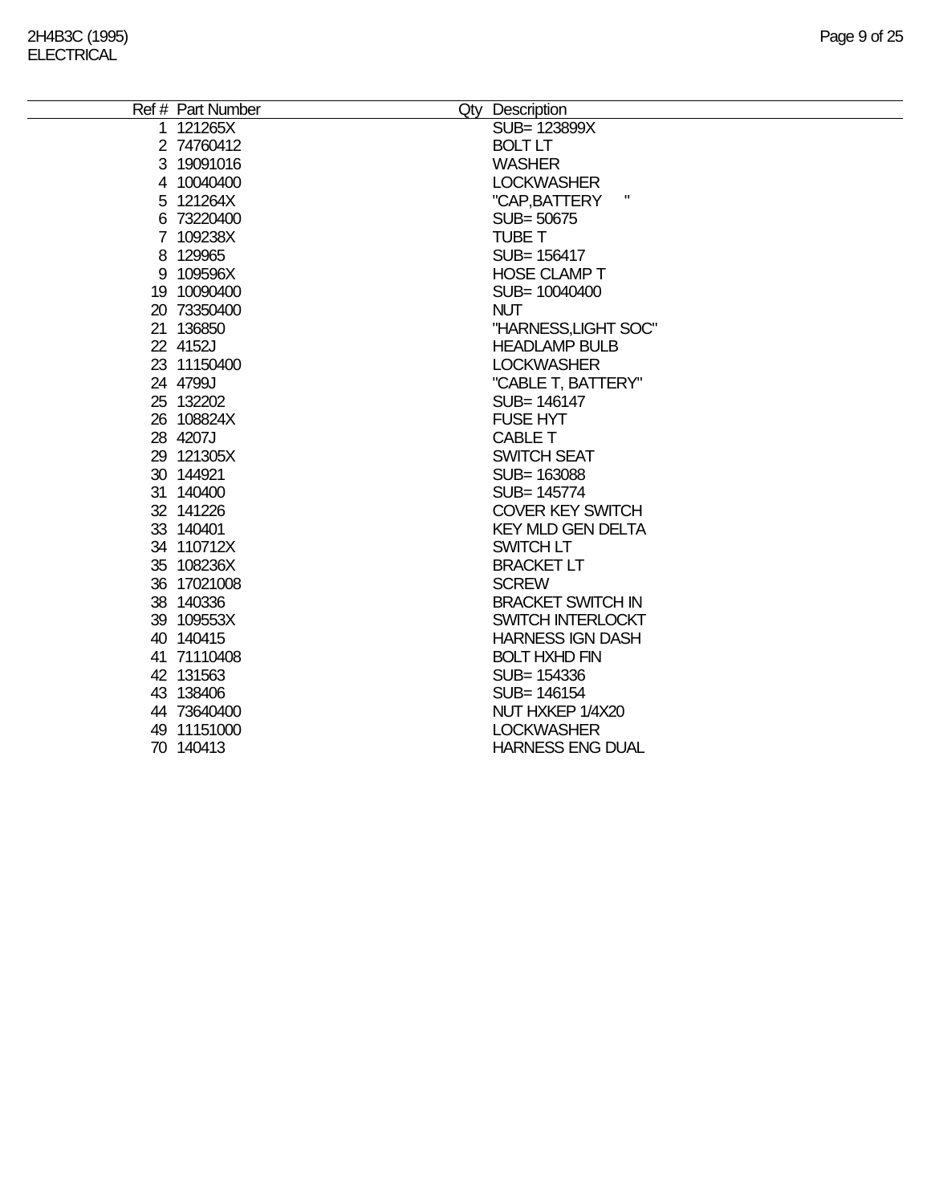2H4B3C (1995)
ELECTRICAL

| Ref # | Part Number | Qty | Description |
|---|---|---|---|
| 1 | 121265X | | SUB= 123899X |
| 2 | 74760412 | | BOLT LT |
| 3 | 19091016 | | WASHER |
| 4 | 10040400 | | LOCKWASHER |
| 5 | 121264X | | "CAP,BATTERY " |
| 6 | 73220400 | | SUB= 50675 |
| 7 | 109238X | | TUBE T |
| 8 | 129965 | | SUB= 156417 |
| 9 | 109596X | | HOSE CLAMP T |
| 19 | 10090400 | | SUB= 10040400 |
| 20 | 73350400 | | NUT |
| 21 | 136850 | | "HARNESS,LIGHT SOC" |
| 22 | 4152J | | HEADLAMP BULB |
| 23 | 11150400 | | LOCKWASHER |
| 24 | 4799J | | "CABLE T, BATTERY" |
| 25 | 132202 | | SUB= 146147 |
| 26 | 108824X | | FUSE HYT |
| 28 | 4207J | | CABLE T |
| 29 | 121305X | | SWITCH SEAT |
| 30 | 144921 | | SUB= 163088 |
| 31 | 140400 | | SUB= 145774 |
| 32 | 141226 | | COVER KEY SWITCH |
| 33 | 140401 | | KEY MLD GEN DELTA |
| 34 | 110712X | | SWITCH LT |
| 35 | 108236X | | BRACKET LT |
| 36 | 17021008 | | SCREW |
| 38 | 140336 | | BRACKET SWITCH IN |
| 39 | 109553X | | SWITCH INTERLOCKT |
| 40 | 140415 | | HARNESS IGN DASH |
| 41 | 71110408 | | BOLT HXHD FIN |
| 42 | 131563 | | SUB= 154336 |
| 43 | 138406 | | SUB= 146154 |
| 44 | 73640400 | | NUT HXKEP 1/4X20 |
| 49 | 11151000 | | LOCKWASHER |
| 70 | 140413 | | HARNESS ENG DUAL |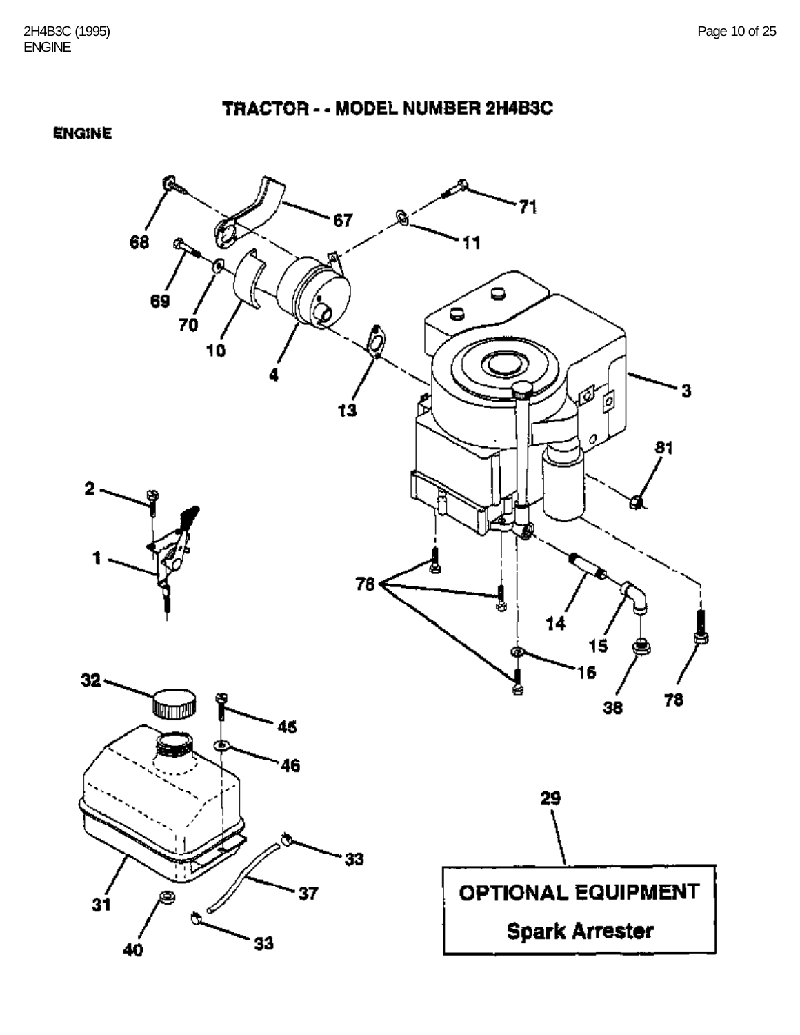# TRACTOR - - MODEL NUMBER 2H4B3C

## ENGINE

68 67 71 11 69 70 10 4 13 3 81 2 1 78 14 15 16 38 78 32 45 46 29 33 37 31 40 33

OPTIONAL EQUIPMENT

Spark Arrester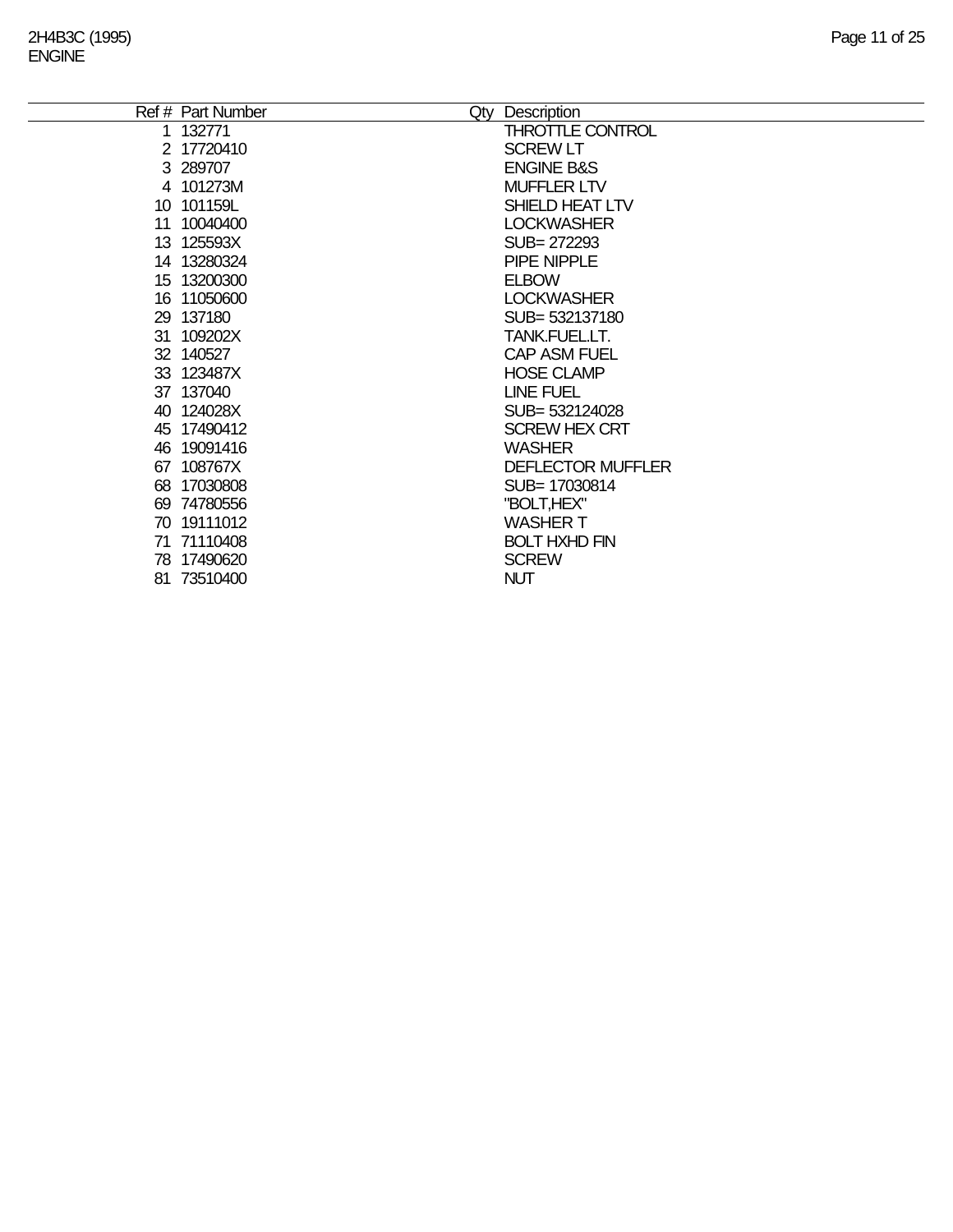2H4B3C (1995)
ENGINE

| Ref # | Part Number | Qty | Description |
|---|---|---|---|
| 1 | 132771 | | THROTTLE CONTROL |
| 2 | 17720410 | | SCREW LT |
| 3 | 289707 | | ENGINE B&S |
| 4 | 101273M | | MUFFLER LTV |
| 10 | 101159L | | SHIELD HEAT LTV |
| 11 | 10040400 | | LOCKWASHER |
| 13 | 125593X | | SUB= 272293 |
| 14 | 13280324 | | PIPE NIPPLE |
| 15 | 13200300 | | ELBOW |
| 16 | 11050600 | | LOCKWASHER |
| 29 | 137180 | | SUB= 532137180 |
| 31 | 109202X | | TANK.FUEL.LT. |
| 32 | 140527 | | CAP ASM FUEL |
| 33 | 123487X | | HOSE CLAMP |
| 37 | 137040 | | LINE FUEL |
| 40 | 124028X | | SUB= 532124028 |
| 45 | 17490412 | | SCREW HEX CRT |
| 46 | 19091416 | | WASHER |
| 67 | 108767X | | DEFLECTOR MUFFLER |
| 68 | 17030808 | | SUB= 17030814 |
| 69 | 74780556 | | "BOLT,HEX" |
| 70 | 19111012 | | WASHER T |
| 71 | 71110408 | | BOLT HXHD FIN |
| 78 | 17490620 | | SCREW |
| 81 | 73510400 | | NUT |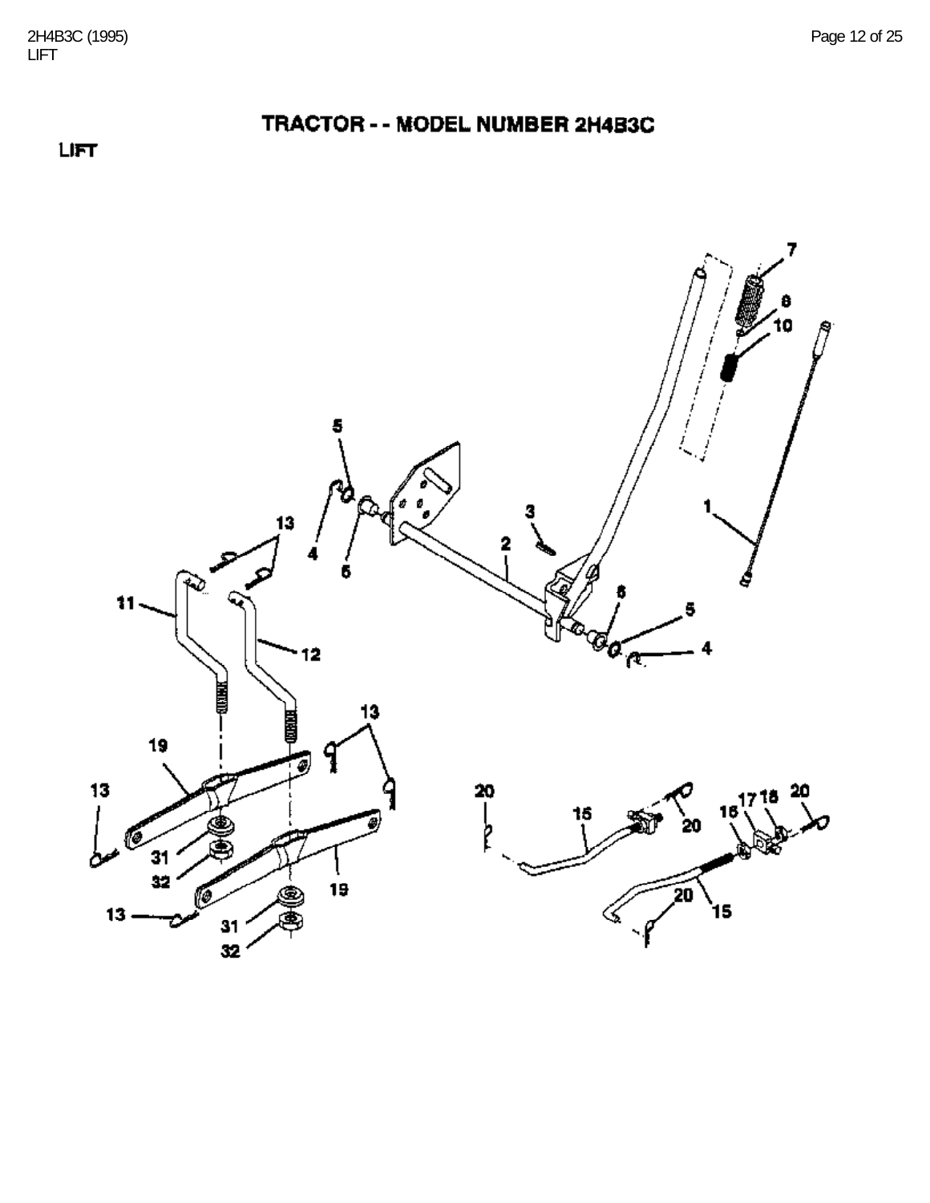# TRACTOR - - MODEL NUMBER 2H4B3C

## LIFT

7
8
10
5
1
3
4
6
2
13
11
6
5
4
12
13
19
13
20
15
20
16 17 18
20
31
32
19
13
31
20
15
32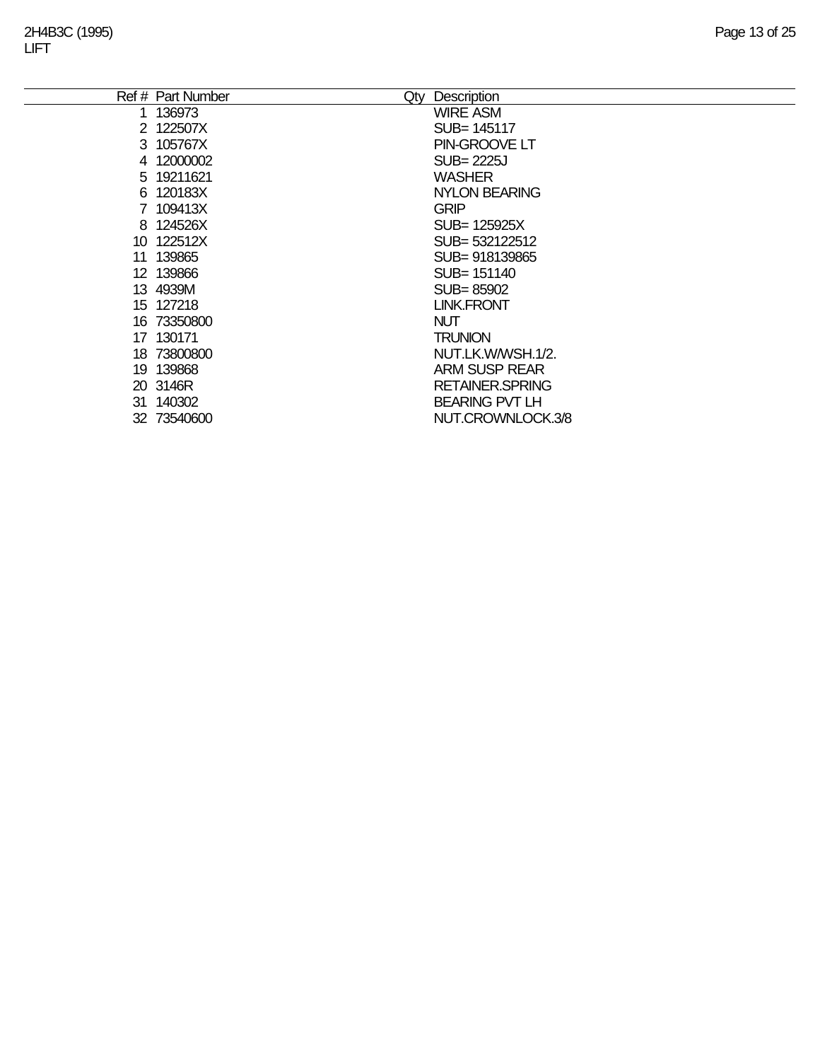2H4B3C (1995)
LIFT

| Ref # | Part Number | Qty | Description |
|---|---|---|---|
| 1 | 136973 | | WIRE ASM |
| 2 | 122507X | | SUB= 145117 |
| 3 | 105767X | | PIN-GROOVE LT |
| 4 | 12000002 | | SUB= 2225J |
| 5 | 19211621 | | WASHER |
| 6 | 120183X | | NYLON BEARING |
| 7 | 109413X | | GRIP |
| 8 | 124526X | | SUB= 125925X |
| 10 | 122512X | | SUB= 532122512 |
| 11 | 139865 | | SUB= 918139865 |
| 12 | 139866 | | SUB= 151140 |
| 13 | 4939M | | SUB= 85902 |
| 15 | 127218 | | LINK.FRONT |
| 16 | 73350800 | | NUT |
| 17 | 130171 | | TRUNION |
| 18 | 73800800 | | NUT.LK.W/WSH.1/2. |
| 19 | 139868 | | ARM SUSP REAR |
| 20 | 3146R | | RETAINER.SPRING |
| 31 | 140302 | | BEARING PVT LH |
| 32 | 73540600 | | NUT.CROWNLOCK.3/8 |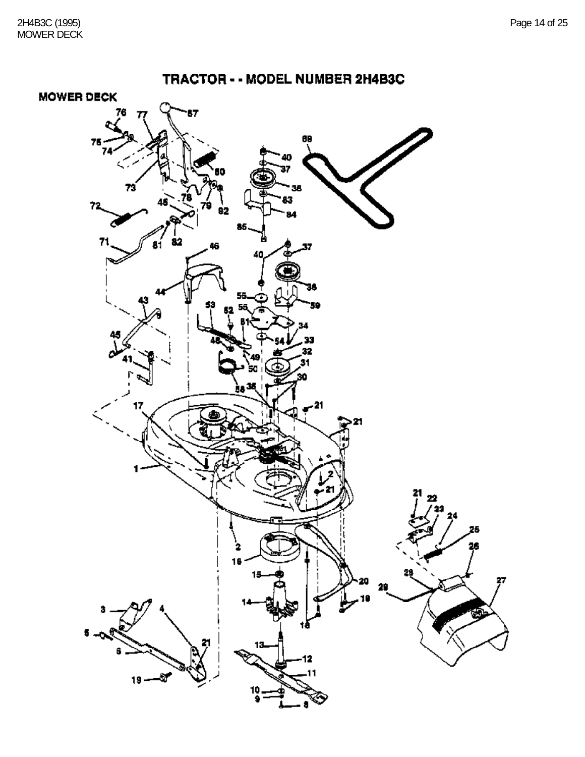# TRACTOR - - MODEL NUMBER 2H4B3C

## MOWER DECK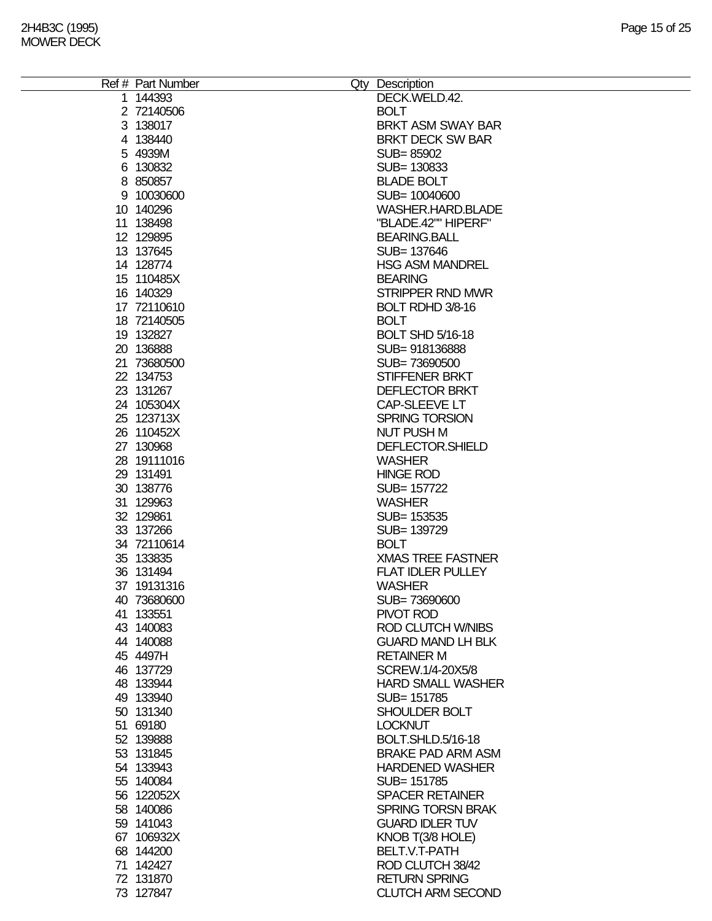| Ref # | Part Number | Qty | Description |
|---|---|---|---|
| 1 | 144393 | | DECK.WELD.42. |
| 2 | 72140506 | | BOLT |
| 3 | 138017 | | BRKT ASM SWAY BAR |
| 4 | 138440 | | BRKT DECK SW BAR |
| 5 | 4939M | | SUB= 85902 |
| 6 | 130832 | | SUB= 130833 |
| 8 | 850857 | | BLADE BOLT |
| 9 | 10030600 | | SUB= 10040600 |
| 10 | 140296 | | WASHER.HARD.BLADE |
| 11 | 138498 | | "BLADE.42"" HIPERF" |
| 12 | 129895 | | BEARING.BALL |
| 13 | 137645 | | SUB= 137646 |
| 14 | 128774 | | HSG ASM MANDREL |
| 15 | 110485X | | BEARING |
| 16 | 140329 | | STRIPPER RND MWR |
| 17 | 72110610 | | BOLT RDHD 3/8-16 |
| 18 | 72140505 | | BOLT |
| 19 | 132827 | | BOLT SHD 5/16-18 |
| 20 | 136888 | | SUB= 918136888 |
| 21 | 73680500 | | SUB= 73690500 |
| 22 | 134753 | | STIFFENER BRKT |
| 23 | 131267 | | DEFLECTOR BRKT |
| 24 | 105304X | | CAP-SLEEVE LT |
| 25 | 123713X | | SPRING TORSION |
| 26 | 110452X | | NUT PUSH M |
| 27 | 130968 | | DEFLECTOR.SHIELD |
| 28 | 19111016 | | WASHER |
| 29 | 131491 | | HINGE ROD |
| 30 | 138776 | | SUB= 157722 |
| 31 | 129963 | | WASHER |
| 32 | 129861 | | SUB= 153535 |
| 33 | 137266 | | SUB= 139729 |
| 34 | 72110614 | | BOLT |
| 35 | 133835 | | XMAS TREE FASTNER |
| 36 | 131494 | | FLAT IDLER PULLEY |
| 37 | 19131316 | | WASHER |
| 40 | 73680600 | | SUB= 73690600 |
| 41 | 133551 | | PIVOT ROD |
| 43 | 140083 | | ROD CLUTCH W/NIBS |
| 44 | 140088 | | GUARD MAND LH BLK |
| 45 | 4497H | | RETAINER M |
| 46 | 137729 | | SCREW.1/4-20X5/8 |
| 48 | 133944 | | HARD SMALL WASHER |
| 49 | 133940 | | SUB= 151785 |
| 50 | 131340 | | SHOULDER BOLT |
| 51 | 69180 | | LOCKNUT |
| 52 | 139888 | | BOLT.SHLD.5/16-18 |
| 53 | 131845 | | BRAKE PAD ARM ASM |
| 54 | 133943 | | HARDENED WASHER |
| 55 | 140084 | | SUB= 151785 |
| 56 | 122052X | | SPACER RETAINER |
| 58 | 140086 | | SPRING TORSN BRAK |
| 59 | 141043 | | GUARD IDLER TUV |
| 67 | 106932X | | KNOB T(3/8 HOLE) |
| 68 | 144200 | | BELT.V.T-PATH |
| 71 | 142427 | | ROD CLUTCH 38/42 |
| 72 | 131870 | | RETURN SPRING |
| 73 | 127847 | | CLUTCH ARM SECOND |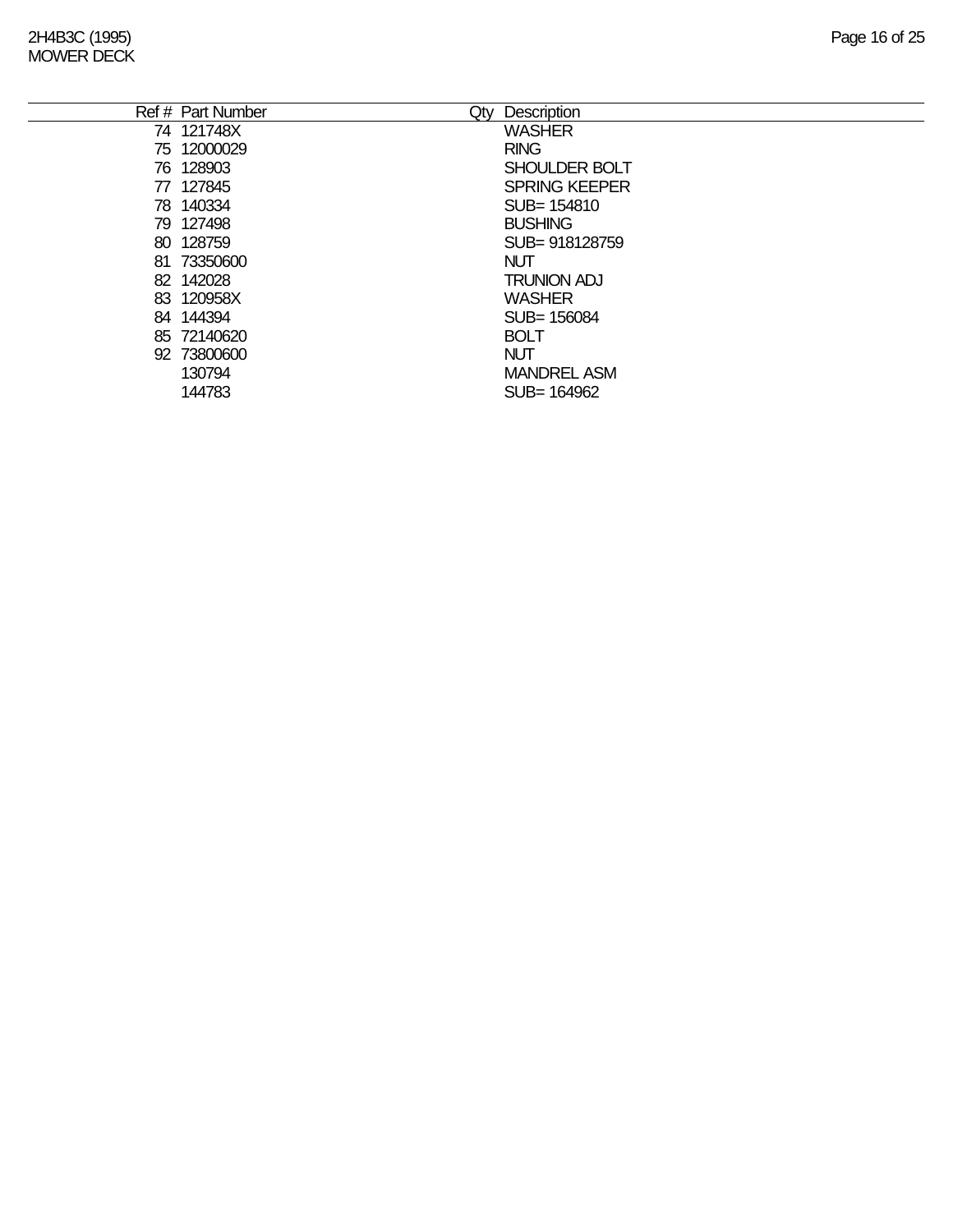| Ref # | Part Number | Qty | Description |
|---|---|---|---|
| 74 | 121748X | | WASHER |
| 75 | 12000029 | | RING |
| 76 | 128903 | | SHOULDER BOLT |
| 77 | 127845 | | SPRING KEEPER |
| 78 | 140334 | | SUB= 154810 |
| 79 | 127498 | | BUSHING |
| 80 | 128759 | | SUB= 918128759 |
| 81 | 73350600 | | NUT |
| 82 | 142028 | | TRUNION ADJ |
| 83 | 120958X | | WASHER |
| 84 | 144394 | | SUB= 156084 |
| 85 | 72140620 | | BOLT |
| 92 | 73800600 | | NUT |
| | 130794 | | MANDREL ASM |
| | 144783 | | SUB= 164962 |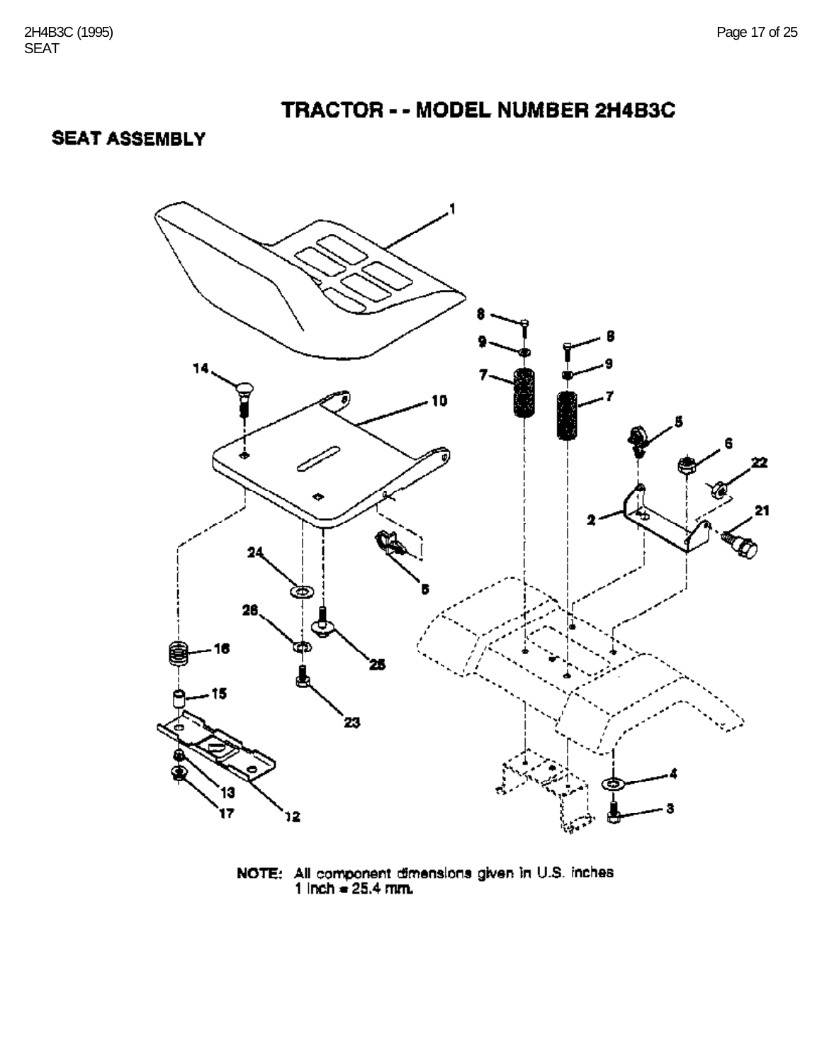# TRACTOR - - MODEL NUMBER 2H4B3C

## SEAT ASSEMBLY

NOTE: All component dimensions given in U.S. inches
1 inch = 25.4 mm.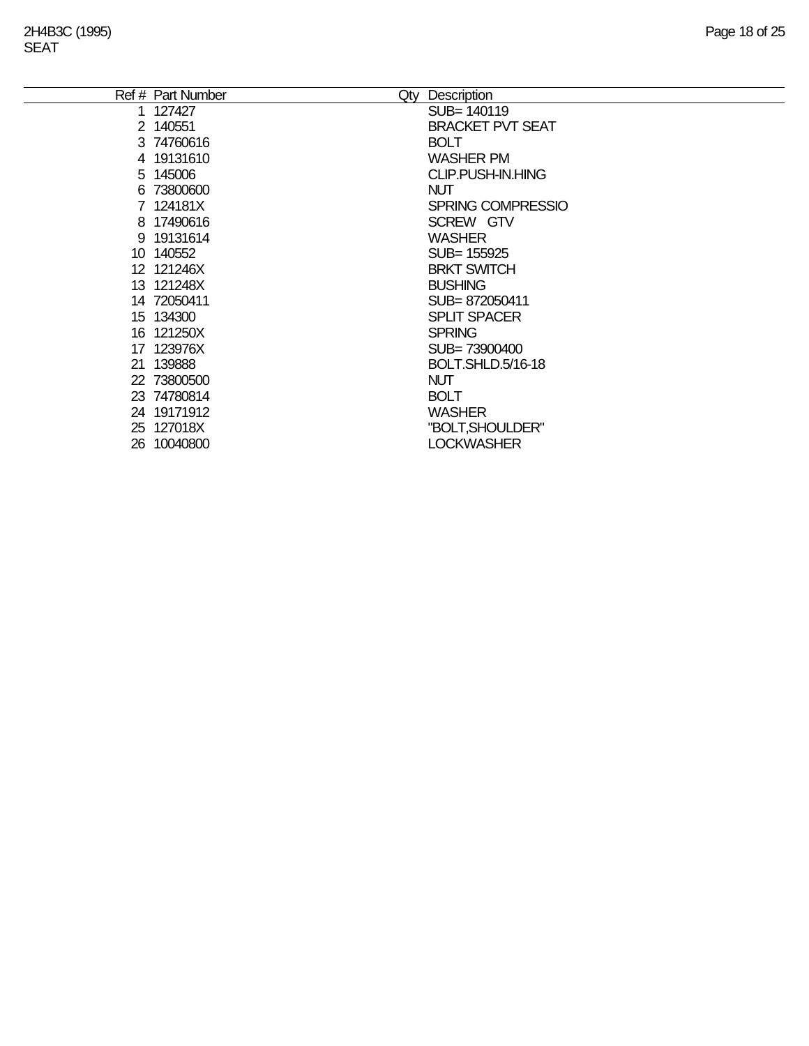# 2H4B3C (1995)
## SEAT

| Ref # | Part Number | Qty | Description |
|---|---|---|---|
| 1 | 127427 | | SUB= 140119 |
| 2 | 140551 | | BRACKET PVT SEAT |
| 3 | 74760616 | | BOLT |
| 4 | 19131610 | | WASHER PM |
| 5 | 145006 | | CLIP.PUSH-IN.HING |
| 6 | 73800600 | | NUT |
| 7 | 124181X | | SPRING COMPRESSIO |
| 8 | 17490616 | | SCREW GTV |
| 9 | 19131614 | | WASHER |
| 10 | 140552 | | SUB= 155925 |
| 12 | 121246X | | BRKT SWITCH |
| 13 | 121248X | | BUSHING |
| 14 | 72050411 | | SUB= 872050411 |
| 15 | 134300 | | SPLIT SPACER |
| 16 | 121250X | | SPRING |
| 17 | 123976X | | SUB= 73900400 |
| 21 | 139888 | | BOLT.SHLD.5/16-18 |
| 22 | 73800500 | | NUT |
| 23 | 74780814 | | BOLT |
| 24 | 19171912 | | WASHER |
| 25 | 127018X | | "BOLT,SHOULDER" |
| 26 | 10040800 | | LOCKWASHER |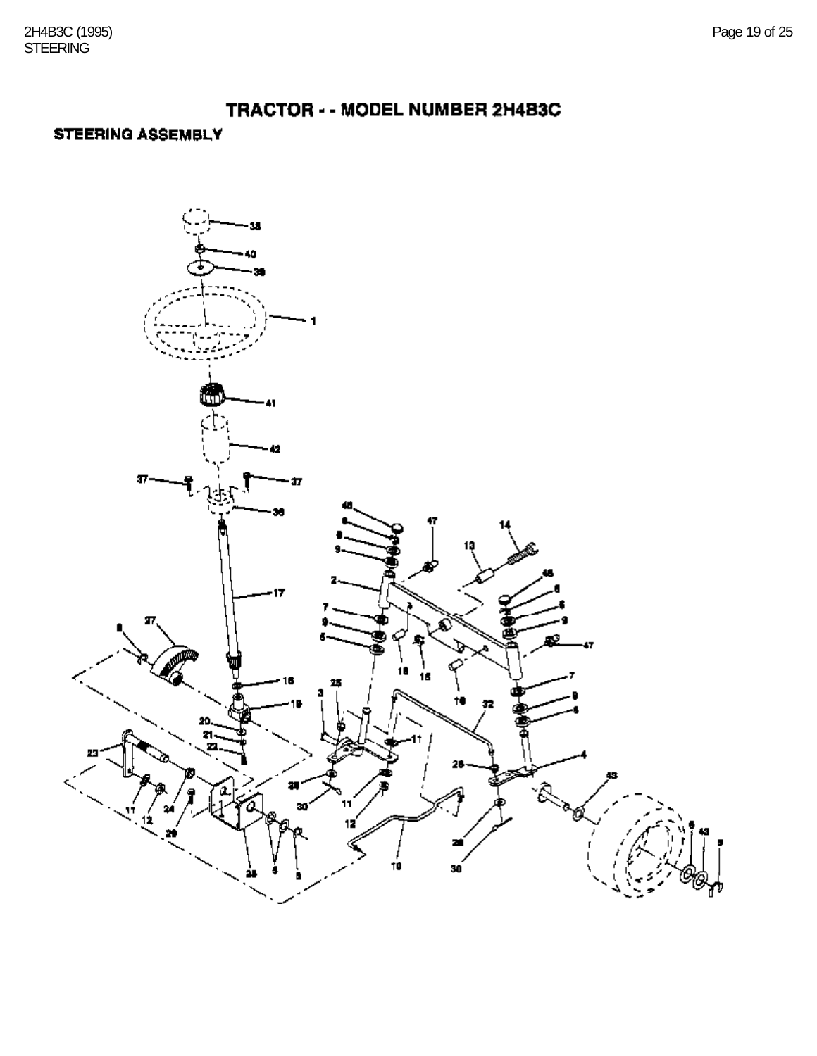# TRACTOR - - MODEL NUMBER 2H4B3C

## STEERING ASSEMBLY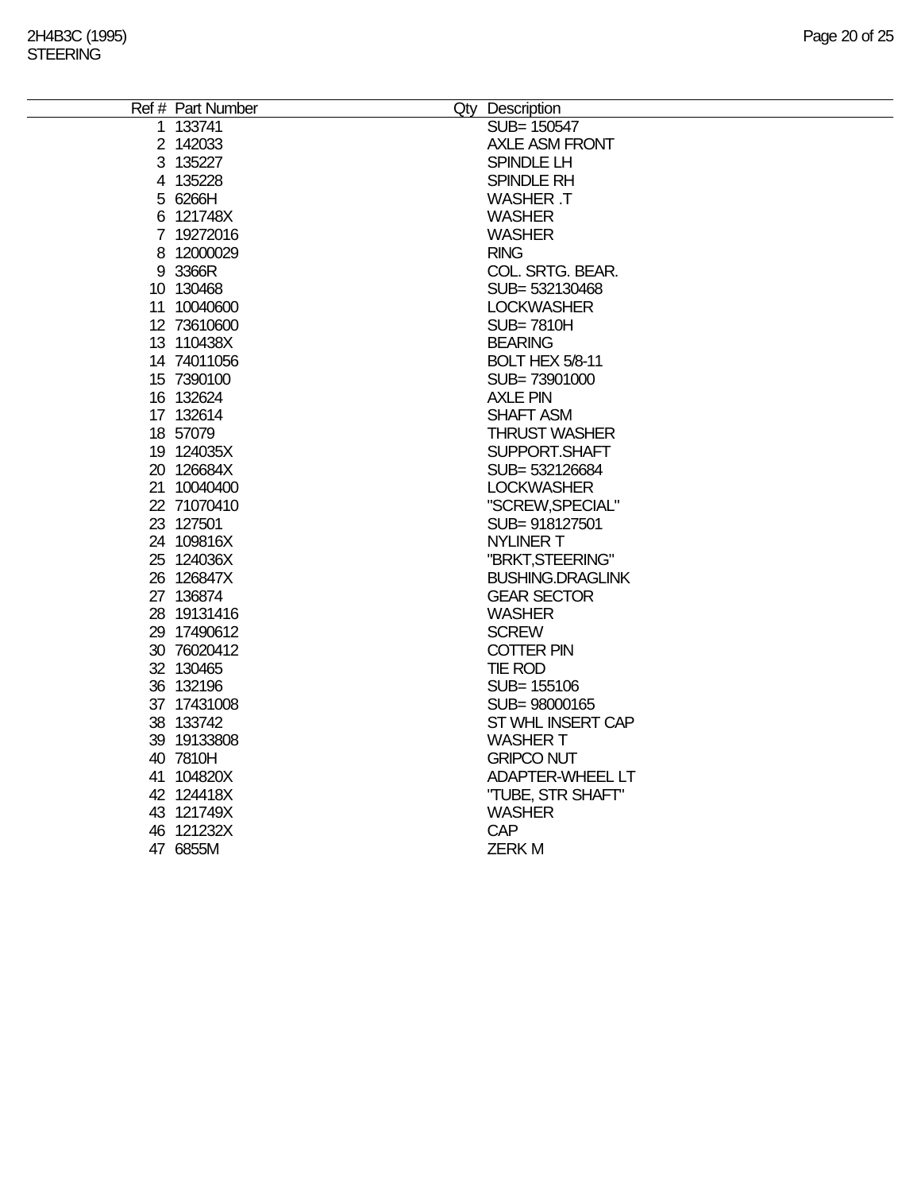| Ref # | Part Number | Qty | Description |
|---|---|---|---|
| 1 | 133741 | | SUB= 150547 |
| 2 | 142033 | | AXLE ASM FRONT |
| 3 | 135227 | | SPINDLE LH |
| 4 | 135228 | | SPINDLE RH |
| 5 | 6266H | | WASHER .T |
| 6 | 121748X | | WASHER |
| 7 | 19272016 | | WASHER |
| 8 | 12000029 | | RING |
| 9 | 3366R | | COL. SRTG. BEAR. |
| 10 | 130468 | | SUB= 532130468 |
| 11 | 10040600 | | LOCKWASHER |
| 12 | 73610600 | | SUB= 7810H |
| 13 | 110438X | | BEARING |
| 14 | 74011056 | | BOLT HEX 5/8-11 |
| 15 | 7390100 | | SUB= 73901000 |
| 16 | 132624 | | AXLE PIN |
| 17 | 132614 | | SHAFT ASM |
| 18 | 57079 | | THRUST WASHER |
| 19 | 124035X | | SUPPORT.SHAFT |
| 20 | 126684X | | SUB= 532126684 |
| 21 | 10040400 | | LOCKWASHER |
| 22 | 71070410 | | "SCREW,SPECIAL" |
| 23 | 127501 | | SUB= 918127501 |
| 24 | 109816X | | NYLINER T |
| 25 | 124036X | | "BRKT,STEERING" |
| 26 | 126847X | | BUSHING.DRAGLINK |
| 27 | 136874 | | GEAR SECTOR |
| 28 | 19131416 | | WASHER |
| 29 | 17490612 | | SCREW |
| 30 | 76020412 | | COTTER PIN |
| 32 | 130465 | | TIE ROD |
| 36 | 132196 | | SUB= 155106 |
| 37 | 17431008 | | SUB= 98000165 |
| 38 | 133742 | | ST WHL INSERT CAP |
| 39 | 19133808 | | WASHER T |
| 40 | 7810H | | GRIPCO NUT |
| 41 | 104820X | | ADAPTER-WHEEL LT |
| 42 | 124418X | | "TUBE, STR SHAFT" |
| 43 | 121749X | | WASHER |
| 46 | 121232X | | CAP |
| 47 | 6855M | | ZERK M |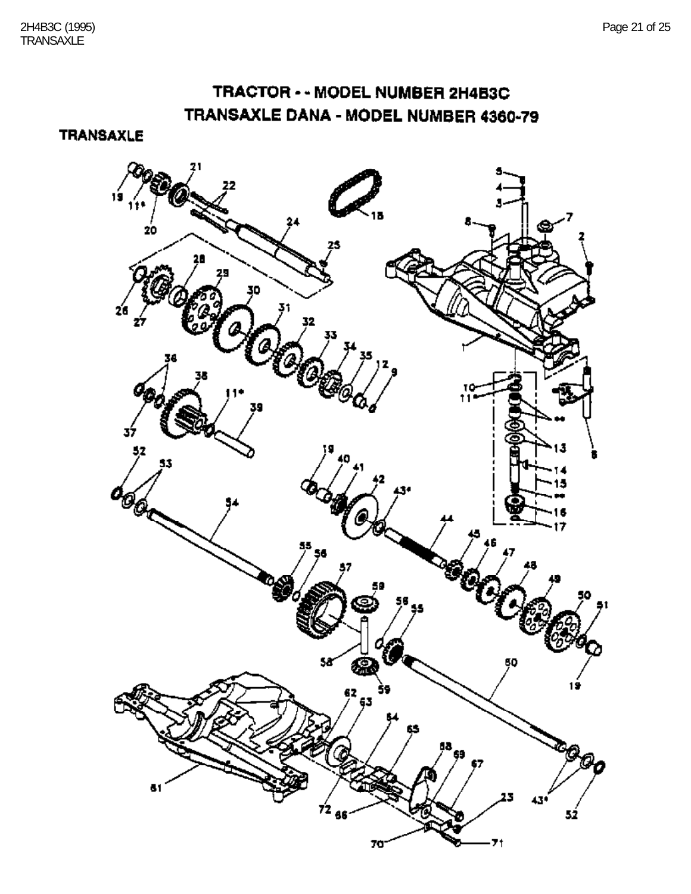# TRACTOR - - MODEL NUMBER 2H4B3C

# TRANSAXLE DANA - MODEL NUMBER 4360-79

## TRANSAXLE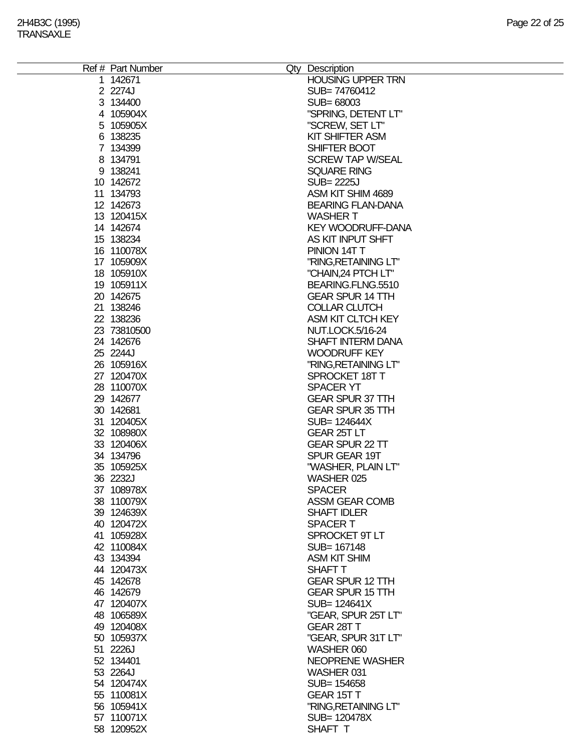| Ref # | Part Number | Qty | Description |
|---|---|---|---|
| 1 | 142671 | | HOUSING UPPER TRN |
| 2 | 2274J | | SUB= 74760412 |
| 3 | 134400 | | SUB= 68003 |
| 4 | 105904X | | "SPRING, DETENT LT" |
| 5 | 105905X | | "SCREW, SET LT" |
| 6 | 138235 | | KIT SHIFTER ASM |
| 7 | 134399 | | SHIFTER BOOT |
| 8 | 134791 | | SCREW TAP W/SEAL |
| 9 | 138241 | | SQUARE RING |
| 10 | 142672 | | SUB= 2225J |
| 11 | 134793 | | ASM KIT SHIM 4689 |
| 12 | 142673 | | BEARING FLAN-DANA |
| 13 | 120415X | | WASHER T |
| 14 | 142674 | | KEY WOODRUFF-DANA |
| 15 | 138234 | | AS KIT INPUT SHFT |
| 16 | 110078X | | PINION 14T T |
| 17 | 105909X | | "RING,RETAINING LT" |
| 18 | 105910X | | "CHAIN,24 PTCH LT" |
| 19 | 105911X | | BEARING.FLNG.5510 |
| 20 | 142675 | | GEAR SPUR 14 TTH |
| 21 | 138246 | | COLLAR CLUTCH |
| 22 | 138236 | | ASM KIT CLTCH KEY |
| 23 | 73810500 | | NUT.LOCK.5/16-24 |
| 24 | 142676 | | SHAFT INTERM DANA |
| 25 | 2244J | | WOODRUFF KEY |
| 26 | 105916X | | "RING,RETAINING LT" |
| 27 | 120470X | | SPROCKET 18T T |
| 28 | 110070X | | SPACER YT |
| 29 | 142677 | | GEAR SPUR 37 TTH |
| 30 | 142681 | | GEAR SPUR 35 TTH |
| 31 | 120405X | | SUB= 124644X |
| 32 | 108980X | | GEAR 25T LT |
| 33 | 120406X | | GEAR SPUR 22 TT |
| 34 | 134796 | | SPUR GEAR 19T |
| 35 | 105925X | | "WASHER, PLAIN LT" |
| 36 | 2232J | | WASHER 025 |
| 37 | 108978X | | SPACER |
| 38 | 110079X | | ASSM GEAR COMB |
| 39 | 124639X | | SHAFT IDLER |
| 40 | 120472X | | SPACER T |
| 41 | 105928X | | SPROCKET 9T LT |
| 42 | 110084X | | SUB= 167148 |
| 43 | 134394 | | ASM KIT SHIM |
| 44 | 120473X | | SHAFT T |
| 45 | 142678 | | GEAR SPUR 12 TTH |
| 46 | 142679 | | GEAR SPUR 15 TTH |
| 47 | 120407X | | SUB= 124641X |
| 48 | 106589X | | "GEAR, SPUR 25T LT" |
| 49 | 120408X | | GEAR 28T T |
| 50 | 105937X | | "GEAR, SPUR 31T LT" |
| 51 | 2226J | | WASHER 060 |
| 52 | 134401 | | NEOPRENE WASHER |
| 53 | 2264J | | WASHER 031 |
| 54 | 120474X | | SUB= 154658 |
| 55 | 110081X | | GEAR 15T T |
| 56 | 105941X | | "RING,RETAINING LT" |
| 57 | 110071X | | SUB= 120478X |
| 58 | 120952X | | SHAFT T |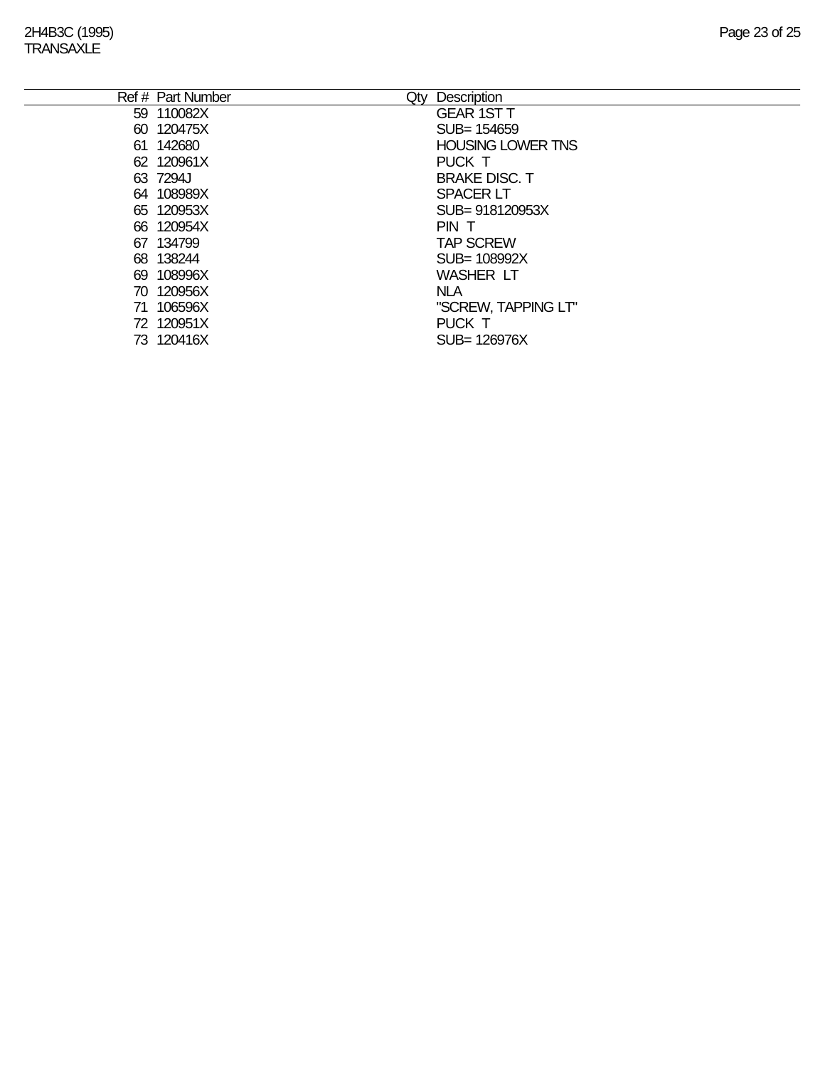| Ref # | Part Number | Qty | Description |
|---|---|---|---|
| 59 | 110082X | | GEAR 1ST T |
| 60 | 120475X | | SUB= 154659 |
| 61 | 142680 | | HOUSING LOWER TNS |
| 62 | 120961X | | PUCK T |
| 63 | 7294J | | BRAKE DISC. T |
| 64 | 108989X | | SPACER LT |
| 65 | 120953X | | SUB= 918120953X |
| 66 | 120954X | | PIN T |
| 67 | 134799 | | TAP SCREW |
| 68 | 138244 | | SUB= 108992X |
| 69 | 108996X | | WASHER LT |
| 70 | 120956X | | NLA |
| 71 | 106596X | | "SCREW, TAPPING LT" |
| 72 | 120951X | | PUCK T |
| 73 | 120416X | | SUB= 126976X |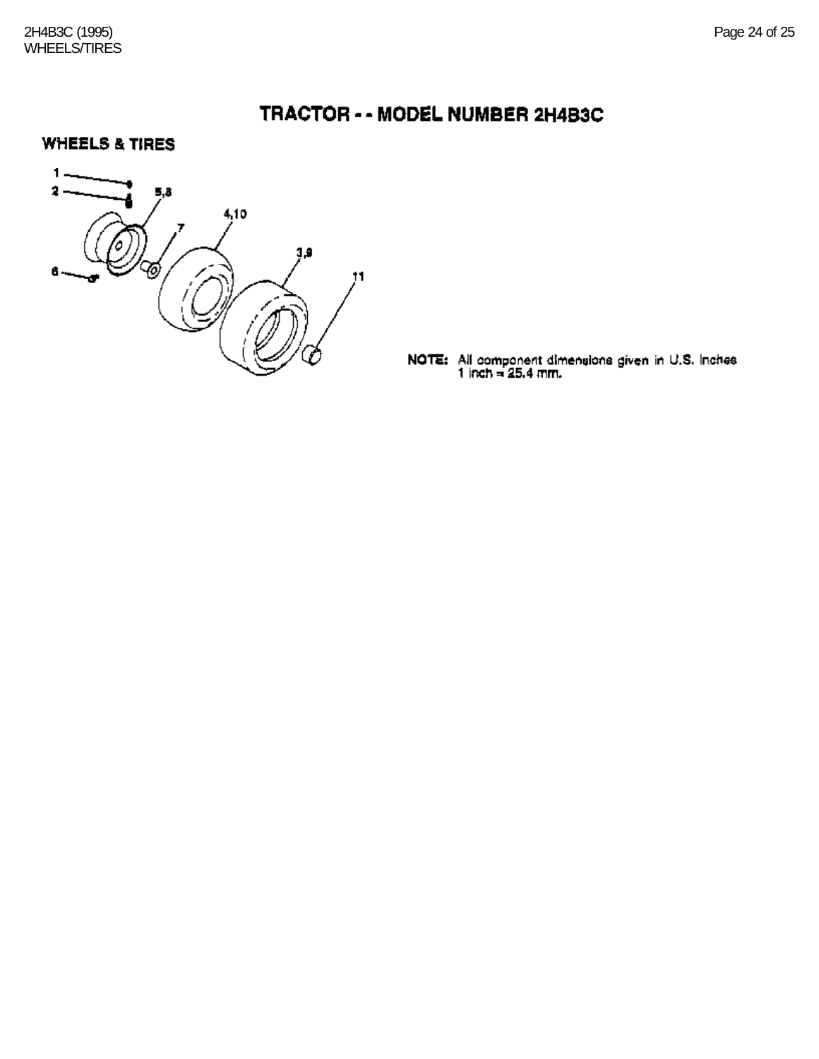# TRACTOR - - MODEL NUMBER 2H4B3C

## WHEELS & TIRES

1
2
5,8
4,10
7
3,9
6
11

**NOTE:** All component dimensions given in U.S. Inches
1 inch = 25.4 mm.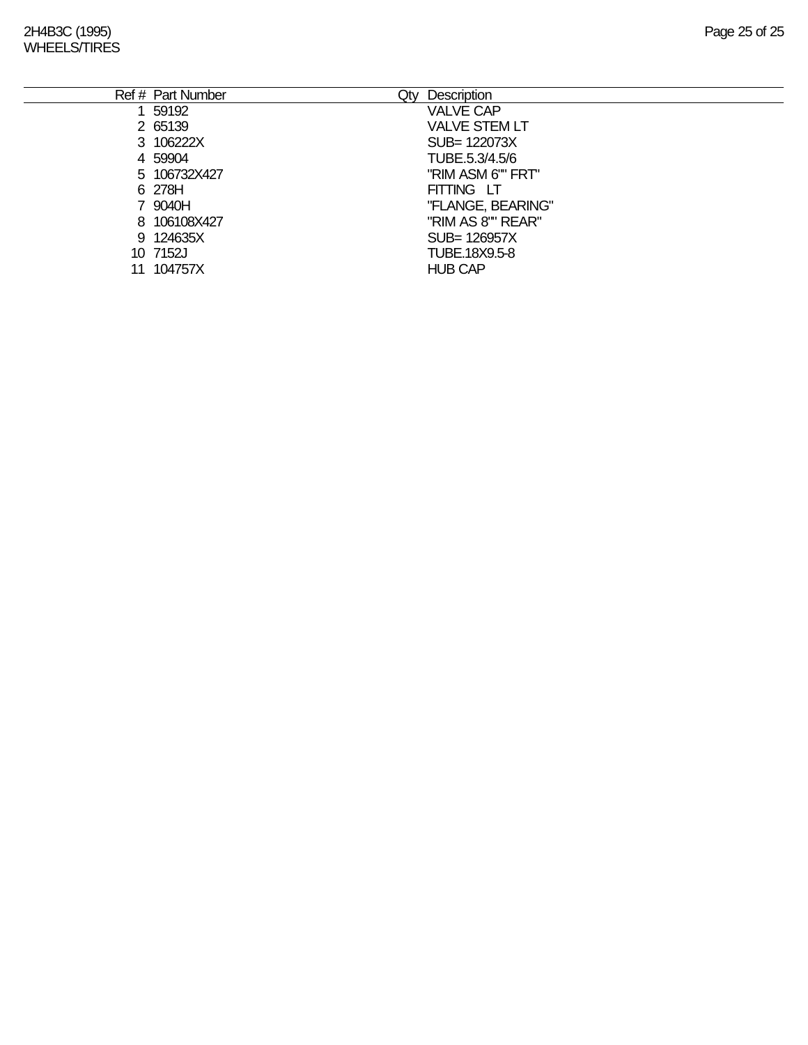2H4B3C (1995)
WHEELS/TIRES

| Ref # | Part Number | Qty | Description |
|---|---|---|---|
| 1 | 59192 | | VALVE CAP |
| 2 | 65139 | | VALVE STEM LT |
| 3 | 106222X | | SUB= 122073X |
| 4 | 59904 | | TUBE.5.3/4.5/6 |
| 5 | 106732X427 | | "RIM ASM 6"" FRT" |
| 6 | 278H | | FITTING LT |
| 7 | 9040H | | "FLANGE, BEARING" |
| 8 | 106108X427 | | "RIM AS 8"" REAR" |
| 9 | 124635X | | SUB= 126957X |
| 10 | 7152J | | TUBE.18X9.5-8 |
| 11 | 104757X | | HUB CAP |